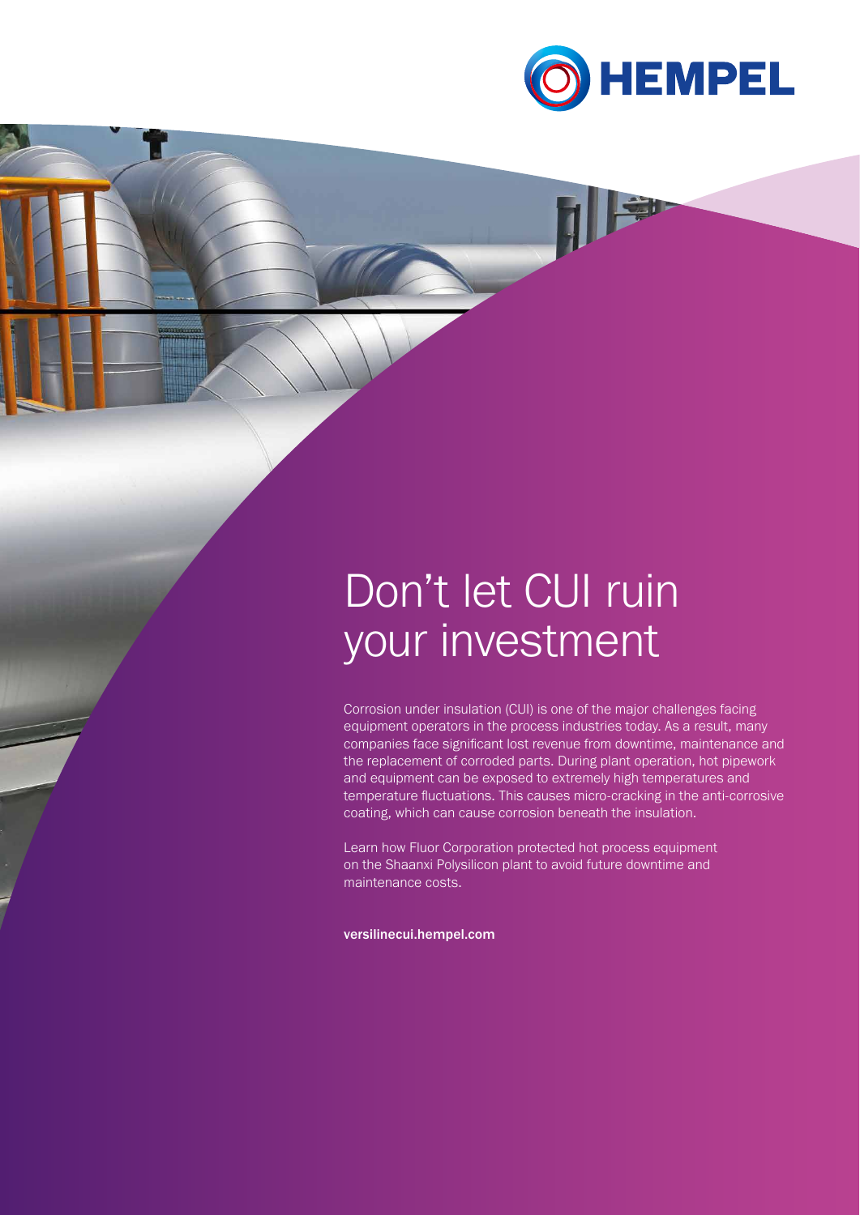HEMPEL

# Don't let CUI ruin your investment

Corrosion under insulation (CUI) is one of the major challenges facing equipment operators in the process industries today. As a result, many companies face significant lost revenue from downtime, maintenance and the replacement of corroded parts. During plant operation, hot pipework and equipment can be exposed to extremely high temperatures and temperature fluctuations. This causes micro-cracking in the anti-corrosive coating, which can cause corrosion beneath the insulation.

Learn how Fluor Corporation protected hot process equipment on the Shaanxi Polysilicon plant to avoid future downtime and maintenance costs.

**versilinecui.hempel.com**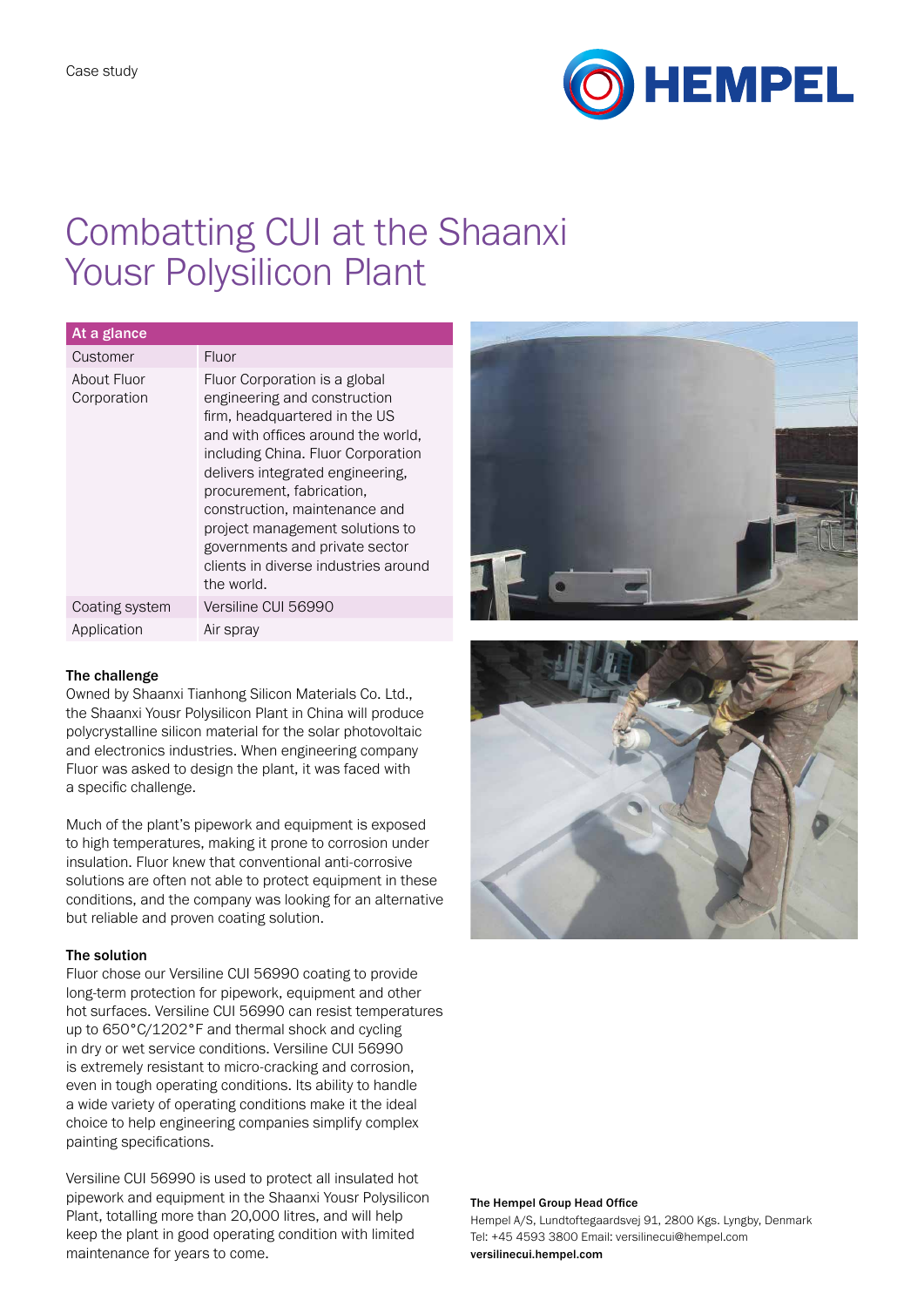Case study

# Combatting CUI at the Shaanxi Yousr Polysilicon Plant

| At a glance | |
|---|---|
| Customer | Fluor |
| About Fluor Corporation | Fluor Corporation is a global engineering and construction firm, headquartered in the US and with offices around the world, including China. Fluor Corporation delivers integrated engineering, procurement, fabrication, construction, maintenance and project management solutions to governments and private sector clients in diverse industries around the world. |
| Coating system | Versiline CUI 56990 |
| Application | Air spray |

### The challenge

Owned by Shaanxi Tianhong Silicon Materials Co. Ltd., the Shaanxi Yousr Polysilicon Plant in China will produce polycrystalline silicon material for the solar photovoltaic and electronics industries. When engineering company Fluor was asked to design the plant, it was faced with a specific challenge.

Much of the plant's pipework and equipment is exposed to high temperatures, making it prone to corrosion under insulation. Fluor knew that conventional anti-corrosive solutions are often not able to protect equipment in these conditions, and the company was looking for an alternative but reliable and proven coating solution.

### The solution

Fluor chose our Versiline CUI 56990 coating to provide long-term protection for pipework, equipment and other hot surfaces. Versiline CUI 56990 can resist temperatures up to 650°C/1202°F and thermal shock and cycling in dry or wet service conditions. Versiline CUI 56990 is extremely resistant to micro-cracking and corrosion, even in tough operating conditions. Its ability to handle a wide variety of operating conditions make it the ideal choice to help engineering companies simplify complex painting specifications.

Versiline CUI 56990 is used to protect all insulated hot pipework and equipment in the Shaanxi Yousr Polysilicon Plant, totalling more than 20,000 litres, and will help keep the plant in good operating condition with limited maintenance for years to come.

**The Hempel Group Head Office**
Hempel A/S, Lundtoftegaardsvej 91, 2800 Kgs. Lyngby, Denmark
Tel: +45 4593 3800 Email: versilinecui@hempel.com
**versilinecui.hempel.com**